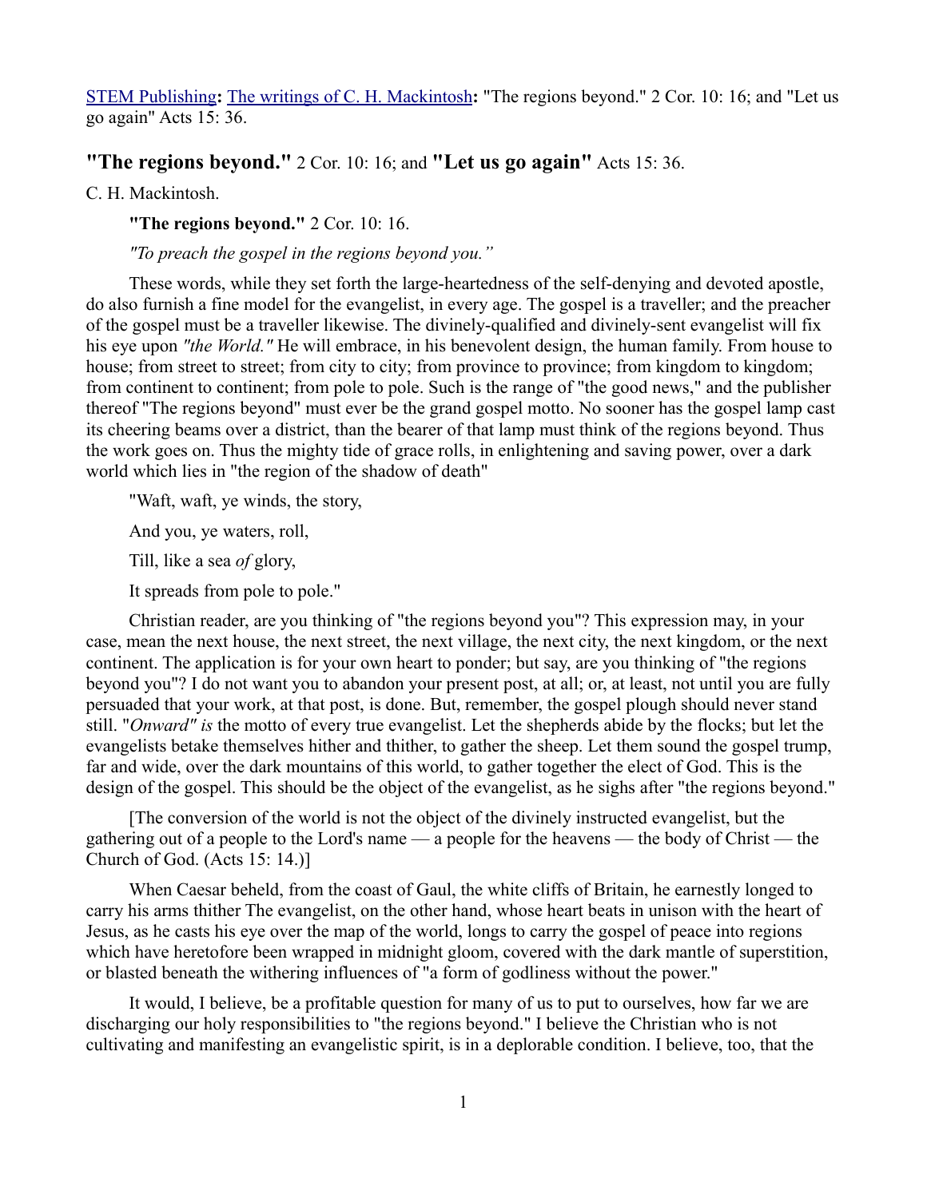STEM Publishing**:** The writings of C. H. Mackintosh**:** "The regions beyond." 2 Cor. 10: 16; and "Let us go again" Acts 15: 36.

## "The regions beyond." 2 Cor. 10: 16; and "Let us go again" Acts 15: 36.

C. H. Mackintosh.

**"The regions beyond."** 2 Cor. 10: 16.

*"To preach the gospel in the regions beyond you."*

These words, while they set forth the large-heartedness of the self-denying and devoted apostle, do also furnish a fine model for the evangelist, in every age. The gospel is a traveller; and the preacher of the gospel must be a traveller likewise. The divinely-qualified and divinely-sent evangelist will fix his eye upon *"the World."* He will embrace, in his benevolent design, the human family. From house to house; from street to street; from city to city; from province to province; from kingdom to kingdom; from continent to continent; from pole to pole. Such is the range of "the good news," and the publisher thereof "The regions beyond" must ever be the grand gospel motto. No sooner has the gospel lamp cast its cheering beams over a district, than the bearer of that lamp must think of the regions beyond. Thus the work goes on. Thus the mighty tide of grace rolls, in enlightening and saving power, over a dark world which lies in "the region of the shadow of death"

"Waft, waft, ye winds, the story,

And you, ye waters, roll,

Till, like a sea *of* glory,

It spreads from pole to pole."

Christian reader, are you thinking of "the regions beyond you"? This expression may, in your case, mean the next house, the next street, the next village, the next city, the next kingdom, or the next continent. The application is for your own heart to ponder; but say, are you thinking of "the regions beyond you"? I do not want you to abandon your present post, at all; or, at least, not until you are fully persuaded that your work, at that post, is done. But, remember, the gospel plough should never stand still. "*Onward" is* the motto of every true evangelist. Let the shepherds abide by the flocks; but let the evangelists betake themselves hither and thither, to gather the sheep. Let them sound the gospel trump, far and wide, over the dark mountains of this world, to gather together the elect of God. This is the design of the gospel. This should be the object of the evangelist, as he sighs after "the regions beyond."

[The conversion of the world is not the object of the divinely instructed evangelist, but the gathering out of a people to the Lord's name — a people for the heavens — the body of Christ — the Church of God. (Acts 15: 14.)]

When Caesar beheld, from the coast of Gaul, the white cliffs of Britain, he earnestly longed to carry his arms thither The evangelist, on the other hand, whose heart beats in unison with the heart of Jesus, as he casts his eye over the map of the world, longs to carry the gospel of peace into regions which have heretofore been wrapped in midnight gloom, covered with the dark mantle of superstition, or blasted beneath the withering influences of "a form of godliness without the power."

It would, I believe, be a profitable question for many of us to put to ourselves, how far we are discharging our holy responsibilities to "the regions beyond." I believe the Christian who is not cultivating and manifesting an evangelistic spirit, is in a deplorable condition. I believe, too, that the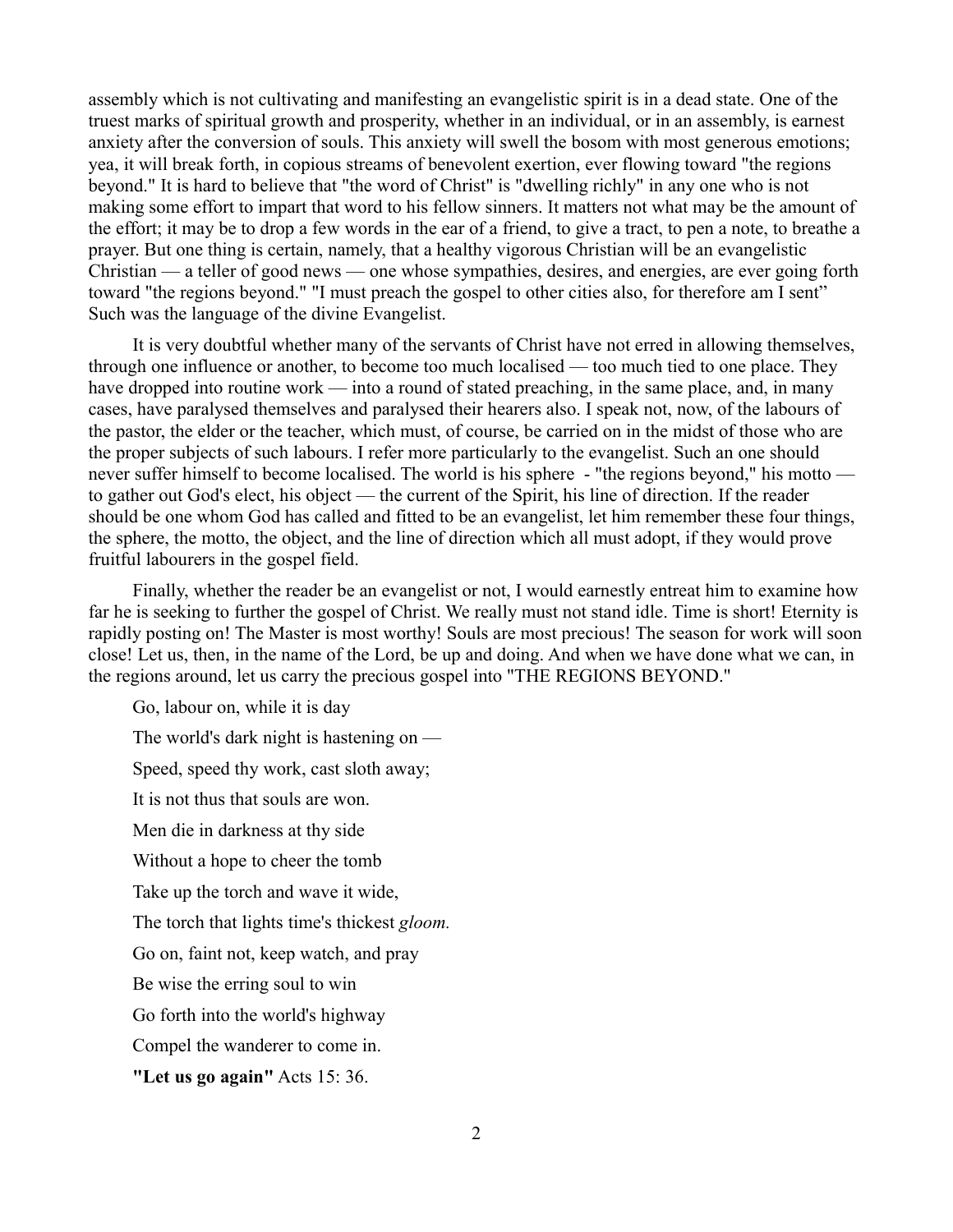assembly which is not cultivating and manifesting an evangelistic spirit is in a dead state. One of the truest marks of spiritual growth and prosperity, whether in an individual, or in an assembly, is earnest anxiety after the conversion of souls. This anxiety will swell the bosom with most generous emotions; yea, it will break forth, in copious streams of benevolent exertion, ever flowing toward "the regions beyond." It is hard to believe that "the word of Christ" is "dwelling richly" in any one who is not making some effort to impart that word to his fellow sinners. It matters not what may be the amount of the effort; it may be to drop a few words in the ear of a friend, to give a tract, to pen a note, to breathe a prayer. But one thing is certain, namely, that a healthy vigorous Christian will be an evangelistic Christian — a teller of good news — one whose sympathies, desires, and energies, are ever going forth toward "the regions beyond." "I must preach the gospel to other cities also, for therefore am I sent" Such was the language of the divine Evangelist.

It is very doubtful whether many of the servants of Christ have not erred in allowing themselves, through one influence or another, to become too much localised — too much tied to one place. They have dropped into routine work — into a round of stated preaching, in the same place, and, in many cases, have paralysed themselves and paralysed their hearers also. I speak not, now, of the labours of the pastor, the elder or the teacher, which must, of course, be carried on in the midst of those who are the proper subjects of such labours. I refer more particularly to the evangelist. Such an one should never suffer himself to become localised. The world is his sphere - "the regions beyond," his motto — to gather out God's elect, his object — the current of the Spirit, his line of direction. If the reader should be one whom God has called and fitted to be an evangelist, let him remember these four things, the sphere, the motto, the object, and the line of direction which all must adopt, if they would prove fruitful labourers in the gospel field.

Finally, whether the reader be an evangelist or not, I would earnestly entreat him to examine how far he is seeking to further the gospel of Christ. We really must not stand idle. Time is short! Eternity is rapidly posting on! The Master is most worthy! Souls are most precious! The season for work will soon close! Let us, then, in the name of the Lord, be up and doing. And when we have done what we can, in the regions around, let us carry the precious gospel into "THE REGIONS BEYOND."

Go, labour on, while it is day

The world's dark night is hastening on —

Speed, speed thy work, cast sloth away;

It is not thus that souls are won.

Men die in darkness at thy side

Without a hope to cheer the tomb

Take up the torch and wave it wide,

The torch that lights time's thickest *gloom.*

Go on, faint not, keep watch, and pray

Be wise the erring soul to win

Go forth into the world's highway

Compel the wanderer to come in.

**"Let us go again"** Acts 15: 36.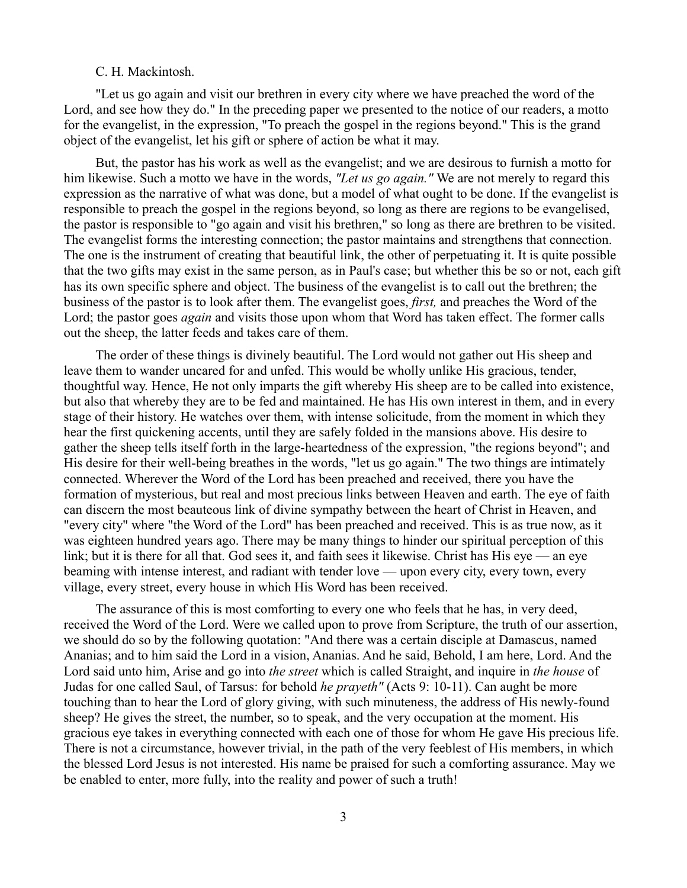C. H. Mackintosh.

"Let us go again and visit our brethren in every city where we have preached the word of the Lord, and see how they do." In the preceding paper we presented to the notice of our readers, a motto for the evangelist, in the expression, "To preach the gospel in the regions beyond." This is the grand object of the evangelist, let his gift or sphere of action be what it may.

But, the pastor has his work as well as the evangelist; and we are desirous to furnish a motto for him likewise. Such a motto we have in the words, *"Let us go again."* We are not merely to regard this expression as the narrative of what was done, but a model of what ought to be done. If the evangelist is responsible to preach the gospel in the regions beyond, so long as there are regions to be evangelised, the pastor is responsible to "go again and visit his brethren," so long as there are brethren to be visited. The evangelist forms the interesting connection; the pastor maintains and strengthens that connection. The one is the instrument of creating that beautiful link, the other of perpetuating it. It is quite possible that the two gifts may exist in the same person, as in Paul's case; but whether this be so or not, each gift has its own specific sphere and object. The business of the evangelist is to call out the brethren; the business of the pastor is to look after them. The evangelist goes, *first,* and preaches the Word of the Lord; the pastor goes *again* and visits those upon whom that Word has taken effect. The former calls out the sheep, the latter feeds and takes care of them.

The order of these things is divinely beautiful. The Lord would not gather out His sheep and leave them to wander uncared for and unfed. This would be wholly unlike His gracious, tender, thoughtful way. Hence, He not only imparts the gift whereby His sheep are to be called into existence, but also that whereby they are to be fed and maintained. He has His own interest in them, and in every stage of their history. He watches over them, with intense solicitude, from the moment in which they hear the first quickening accents, until they are safely folded in the mansions above. His desire to gather the sheep tells itself forth in the large-heartedness of the expression, "the regions beyond"; and His desire for their well-being breathes in the words, "let us go again." The two things are intimately connected. Wherever the Word of the Lord has been preached and received, there you have the formation of mysterious, but real and most precious links between Heaven and earth. The eye of faith can discern the most beauteous link of divine sympathy between the heart of Christ in Heaven, and "every city" where "the Word of the Lord" has been preached and received. This is as true now, as it was eighteen hundred years ago. There may be many things to hinder our spiritual perception of this link; but it is there for all that. God sees it, and faith sees it likewise. Christ has His eye — an eye beaming with intense interest, and radiant with tender love — upon every city, every town, every village, every street, every house in which His Word has been received.

The assurance of this is most comforting to every one who feels that he has, in very deed, received the Word of the Lord. Were we called upon to prove from Scripture, the truth of our assertion, we should do so by the following quotation: "And there was a certain disciple at Damascus, named Ananias; and to him said the Lord in a vision, Ananias. And he said, Behold, I am here, Lord. And the Lord said unto him, Arise and go into *the street* which is called Straight, and inquire in *the house* of Judas for one called Saul, of Tarsus: for behold *he prayeth"* (Acts 9: 10-11). Can aught be more touching than to hear the Lord of glory giving, with such minuteness, the address of His newly-found sheep? He gives the street, the number, so to speak, and the very occupation at the moment. His gracious eye takes in everything connected with each one of those for whom He gave His precious life. There is not a circumstance, however trivial, in the path of the very feeblest of His members, in which the blessed Lord Jesus is not interested. His name be praised for such a comforting assurance. May we be enabled to enter, more fully, into the reality and power of such a truth!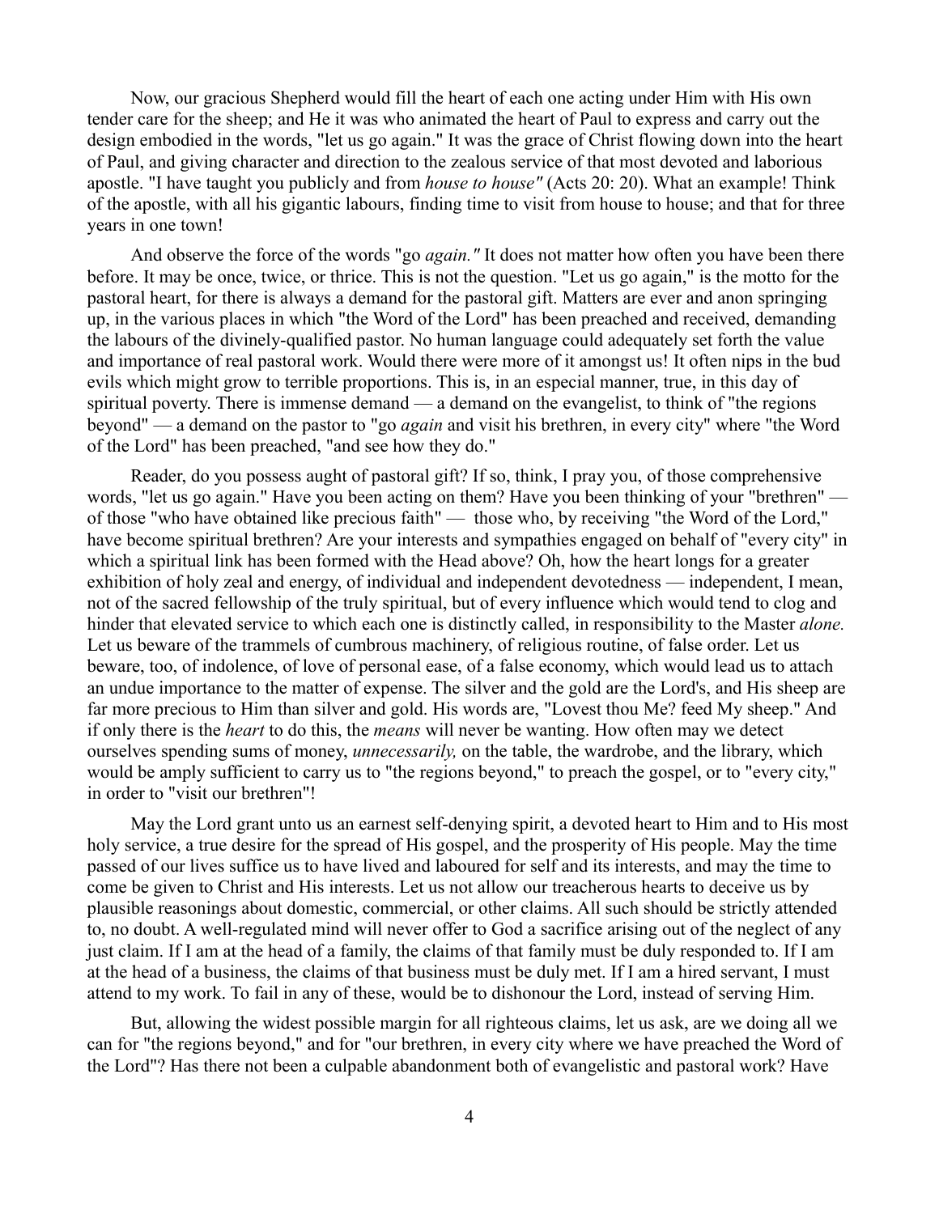Now, our gracious Shepherd would fill the heart of each one acting under Him with His own tender care for the sheep; and He it was who animated the heart of Paul to express and carry out the design embodied in the words, "let us go again." It was the grace of Christ flowing down into the heart of Paul, and giving character and direction to the zealous service of that most devoted and laborious apostle. "I have taught you publicly and from *house to house"* (Acts 20: 20). What an example! Think of the apostle, with all his gigantic labours, finding time to visit from house to house; and that for three years in one town!

And observe the force of the words "go *again."* It does not matter how often you have been there before. It may be once, twice, or thrice. This is not the question. "Let us go again," is the motto for the pastoral heart, for there is always a demand for the pastoral gift. Matters are ever and anon springing up, in the various places in which "the Word of the Lord" has been preached and received, demanding the labours of the divinely-qualified pastor. No human language could adequately set forth the value and importance of real pastoral work. Would there were more of it amongst us! It often nips in the bud evils which might grow to terrible proportions. This is, in an especial manner, true, in this day of spiritual poverty. There is immense demand — a demand on the evangelist, to think of "the regions beyond" — a demand on the pastor to "go *again* and visit his brethren, in every city" where "the Word of the Lord" has been preached, "and see how they do."

Reader, do you possess aught of pastoral gift? If so, think, I pray you, of those comprehensive words, "let us go again." Have you been acting on them? Have you been thinking of your "brethren" — of those "who have obtained like precious faith" — those who, by receiving "the Word of the Lord," have become spiritual brethren? Are your interests and sympathies engaged on behalf of "every city" in which a spiritual link has been formed with the Head above? Oh, how the heart longs for a greater exhibition of holy zeal and energy, of individual and independent devotedness — independent, I mean, not of the sacred fellowship of the truly spiritual, but of every influence which would tend to clog and hinder that elevated service to which each one is distinctly called, in responsibility to the Master *alone.* Let us beware of the trammels of cumbrous machinery, of religious routine, of false order. Let us beware, too, of indolence, of love of personal ease, of a false economy, which would lead us to attach an undue importance to the matter of expense. The silver and the gold are the Lord's, and His sheep are far more precious to Him than silver and gold. His words are, "Lovest thou Me? feed My sheep." And if only there is the *heart* to do this, the *means* will never be wanting. How often may we detect ourselves spending sums of money, *unnecessarily,* on the table, the wardrobe, and the library, which would be amply sufficient to carry us to "the regions beyond," to preach the gospel, or to "every city," in order to "visit our brethren"!

May the Lord grant unto us an earnest self-denying spirit, a devoted heart to Him and to His most holy service, a true desire for the spread of His gospel, and the prosperity of His people. May the time passed of our lives suffice us to have lived and laboured for self and its interests, and may the time to come be given to Christ and His interests. Let us not allow our treacherous hearts to deceive us by plausible reasonings about domestic, commercial, or other claims. All such should be strictly attended to, no doubt. A well-regulated mind will never offer to God a sacrifice arising out of the neglect of any just claim. If I am at the head of a family, the claims of that family must be duly responded to. If I am at the head of a business, the claims of that business must be duly met. If I am a hired servant, I must attend to my work. To fail in any of these, would be to dishonour the Lord, instead of serving Him.

But, allowing the widest possible margin for all righteous claims, let us ask, are we doing all we can for "the regions beyond," and for "our brethren, in every city where we have preached the Word of the Lord"? Has there not been a culpable abandonment both of evangelistic and pastoral work? Have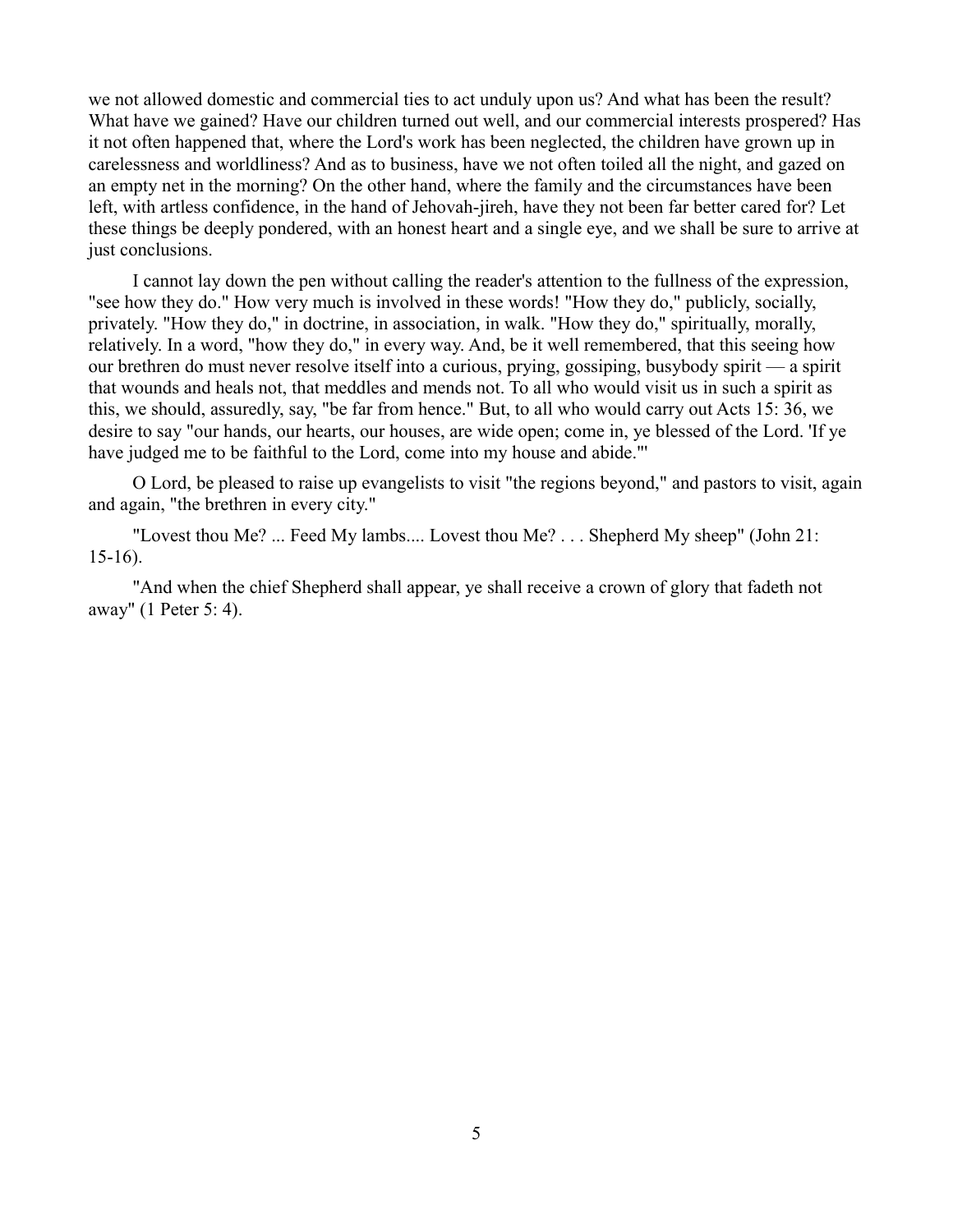we not allowed domestic and commercial ties to act unduly upon us? And what has been the result? What have we gained? Have our children turned out well, and our commercial interests prospered? Has it not often happened that, where the Lord's work has been neglected, the children have grown up in carelessness and worldliness? And as to business, have we not often toiled all the night, and gazed on an empty net in the morning? On the other hand, where the family and the circumstances have been left, with artless confidence, in the hand of Jehovah-jireh, have they not been far better cared for? Let these things be deeply pondered, with an honest heart and a single eye, and we shall be sure to arrive at just conclusions.

I cannot lay down the pen without calling the reader's attention to the fullness of the expression, "see how they do." How very much is involved in these words! "How they do," publicly, socially, privately. "How they do," in doctrine, in association, in walk. "How they do," spiritually, morally, relatively. In a word, "how they do," in every way. And, be it well remembered, that this seeing how our brethren do must never resolve itself into a curious, prying, gossiping, busybody spirit — a spirit that wounds and heals not, that meddles and mends not. To all who would visit us in such a spirit as this, we should, assuredly, say, "be far from hence." But, to all who would carry out Acts 15: 36, we desire to say "our hands, our hearts, our houses, are wide open; come in, ye blessed of the Lord. 'If ye have judged me to be faithful to the Lord, come into my house and abide.'"

O Lord, be pleased to raise up evangelists to visit "the regions beyond," and pastors to visit, again and again, "the brethren in every city."

"Lovest thou Me? ... Feed My lambs.... Lovest thou Me? . . . Shepherd My sheep" (John 21: 15-16).

"And when the chief Shepherd shall appear, ye shall receive a crown of glory that fadeth not away" (1 Peter 5: 4).